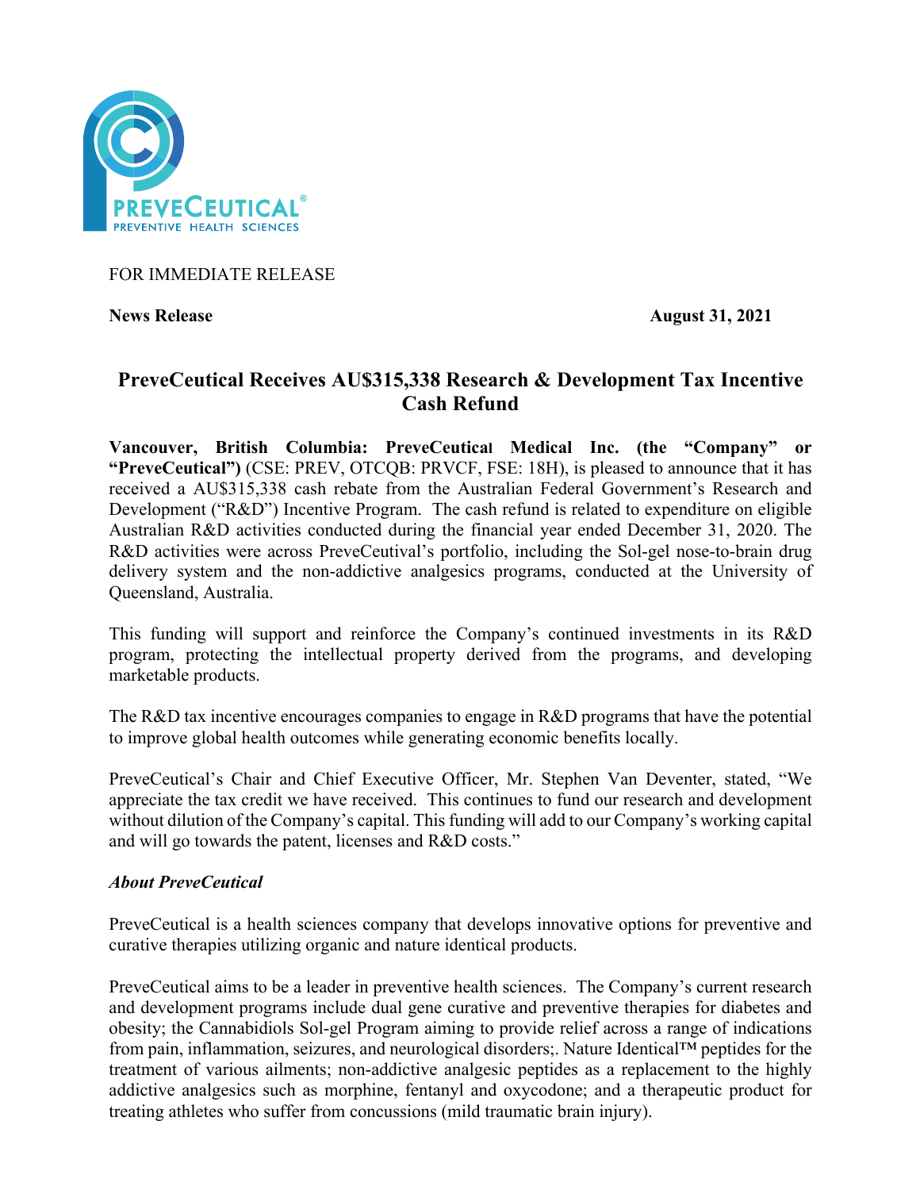FOR IMMEDIATE RELEASE

**News Release** **August 31, 2021**

# PreveCeutical Receives AU$315,338 Research & Development Tax Incentive Cash Refund

**Vancouver, British Columbia: PreveCeutical Medical Inc. (the "Company" or "PreveCeutical")** (CSE: PREV, OTCQB: PRVCF, FSE: 18H), is pleased to announce that it has received a AU$315,338 cash rebate from the Australian Federal Government's Research and Development ("R&D") Incentive Program. The cash refund is related to expenditure on eligible Australian R&D activities conducted during the financial year ended December 31, 2020. The R&D activities were across PreveCeutival's portfolio, including the Sol-gel nose-to-brain drug delivery system and the non-addictive analgesics programs, conducted at the University of Queensland, Australia.

This funding will support and reinforce the Company's continued investments in its R&D program, protecting the intellectual property derived from the programs, and developing marketable products.

The R&D tax incentive encourages companies to engage in R&D programs that have the potential to improve global health outcomes while generating economic benefits locally.

PreveCeutical's Chair and Chief Executive Officer, Mr. Stephen Van Deventer, stated, "We appreciate the tax credit we have received. This continues to fund our research and development without dilution of the Company's capital. This funding will add to our Company's working capital and will go towards the patent, licenses and R&D costs."

### *About PreveCeutical*

PreveCeutical is a health sciences company that develops innovative options for preventive and curative therapies utilizing organic and nature identical products.

PreveCeutical aims to be a leader in preventive health sciences. The Company's current research and development programs include dual gene curative and preventive therapies for diabetes and obesity; the Cannabidiols Sol-gel Program aiming to provide relief across a range of indications from pain, inflammation, seizures, and neurological disorders;. Nature Identical™ peptides for the treatment of various ailments; non-addictive analgesic peptides as a replacement to the highly addictive analgesics such as morphine, fentanyl and oxycodone; and a therapeutic product for treating athletes who suffer from concussions (mild traumatic brain injury).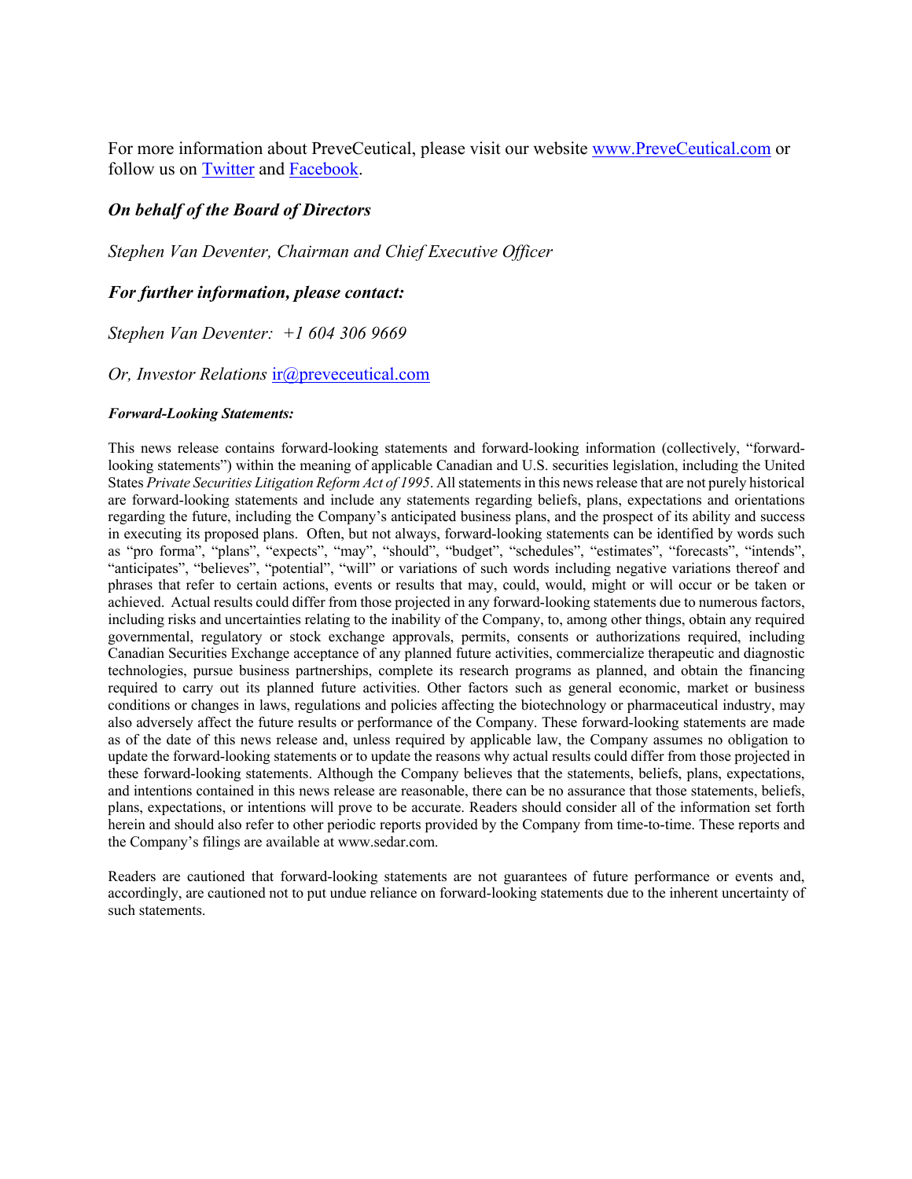For more information about PreveCeutical, please visit our website [www.PreveCeutical.com](http://www.PreveCeutical.com) or follow us on [Twitter](#) and [Facebook](#).

***On behalf of the Board of Directors***

*Stephen Van Deventer, Chairman and Chief Executive Officer*

***For further information, please contact:***

*Stephen Van Deventer: +1 604 306 9669*

*Or, Investor Relations* [ir@preveceutical.com](mailto:ir@preveceutical.com)

***Forward-Looking Statements:***

This news release contains forward-looking statements and forward-looking information (collectively, "forward-looking statements") within the meaning of applicable Canadian and U.S. securities legislation, including the United States *Private Securities Litigation Reform Act of 1995*. All statements in this news release that are not purely historical are forward-looking statements and include any statements regarding beliefs, plans, expectations and orientations regarding the future, including the Company's anticipated business plans, and the prospect of its ability and success in executing its proposed plans. Often, but not always, forward-looking statements can be identified by words such as "pro forma", "plans", "expects", "may", "should", "budget", "schedules", "estimates", "forecasts", "intends", "anticipates", "believes", "potential", "will" or variations of such words including negative variations thereof and phrases that refer to certain actions, events or results that may, could, would, might or will occur or be taken or achieved. Actual results could differ from those projected in any forward-looking statements due to numerous factors, including risks and uncertainties relating to the inability of the Company, to, among other things, obtain any required governmental, regulatory or stock exchange approvals, permits, consents or authorizations required, including Canadian Securities Exchange acceptance of any planned future activities, commercialize therapeutic and diagnostic technologies, pursue business partnerships, complete its research programs as planned, and obtain the financing required to carry out its planned future activities. Other factors such as general economic, market or business conditions or changes in laws, regulations and policies affecting the biotechnology or pharmaceutical industry, may also adversely affect the future results or performance of the Company. These forward-looking statements are made as of the date of this news release and, unless required by applicable law, the Company assumes no obligation to update the forward-looking statements or to update the reasons why actual results could differ from those projected in these forward-looking statements. Although the Company believes that the statements, beliefs, plans, expectations, and intentions contained in this news release are reasonable, there can be no assurance that those statements, beliefs, plans, expectations, or intentions will prove to be accurate. Readers should consider all of the information set forth herein and should also refer to other periodic reports provided by the Company from time-to-time. These reports and the Company's filings are available at www.sedar.com.

Readers are cautioned that forward-looking statements are not guarantees of future performance or events and, accordingly, are cautioned not to put undue reliance on forward-looking statements due to the inherent uncertainty of such statements.